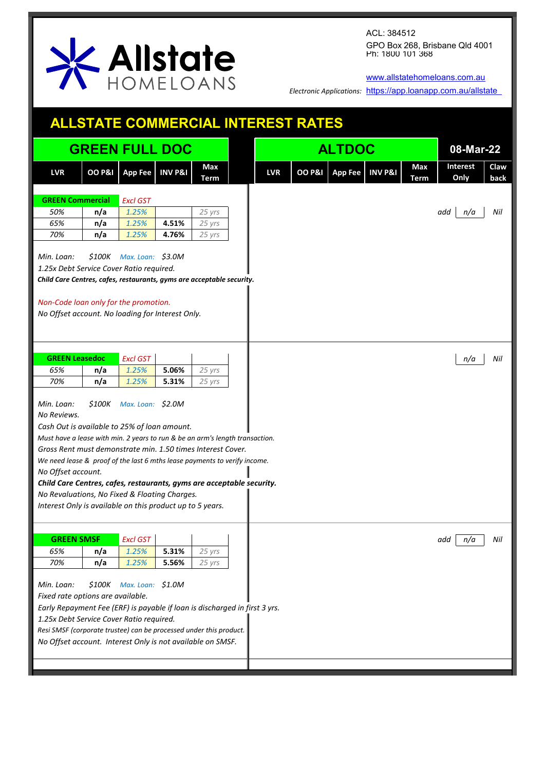Allstate HOMELOANS

ACL: 384512
GPO Box 268, Brisbane Qld 4001
Ph: 1800 101 368

www.allstatehomeloans.com.au
*Electronic Applications:* https://app.loanapp.com.au/allstate

# ALLSTATE COMMERCIAL INTEREST RATES

## GREEN FULL DOC | ALTDOC | 08-Mar-22

| LVR | OO P&I | App Fee | INV P&I | Max Term | LVR | OO P&I | App Fee | INV P&I | Max Term | Interest Only | Claw back |
|---|---|---|---|---|---|---|---|---|---|---|---|
| **GREEN Commercial** | | *Excl GST* | | | | | | | | | |
| *50%* | **n/a** | *1.25%* | | *25 yrs* | | | | | | add *n/a* | *Nil* |
| *65%* | **n/a** | *1.25%* | **4.51%** | *25 yrs* | | | | | | | |
| *70%* | **n/a** | *1.25%* | **4.76%** | *25 yrs* | | | | | | | |

*Min. Loan:* *$100K* *Max. Loan:* *$3.0M*
*1.25x Debt Service Cover Ratio required.*
***Child Care Centres, cafes, restaurants, gyms are acceptable security.***

*Non-Code loan only for the promotion.*
*No Offset account. No loading for Interest Only.*

| LVR | OO P&I | App Fee | INV P&I | Max Term | Interest Only | Claw back |
|---|---|---|---|---|---|---|
| **GREEN Leasedoc** | | *Excl GST* | | | *n/a* | *Nil* |
| *65%* | **n/a** | *1.25%* | **5.06%** | *25 yrs* | | |
| *70%* | **n/a** | *1.25%* | **5.31%** | *25 yrs* | | |

*Min. Loan:* *$100K* *Max. Loan:* *$2.0M*
*No Reviews.*
*Cash Out is available to 25% of loan amount.*
*Must have a lease with min. 2 years to run & be an arm's length transaction.*
*Gross Rent must demonstrate min. 1.50 times Interest Cover.*
*We need lease & proof of the last 6 mths lease payments to verify income.*
*No Offset account.*
***Child Care Centres, cafes, restaurants, gyms are acceptable security.***
*No Revaluations, No Fixed & Floating Charges.*
*Interest Only is available on this product up to 5 years.*

| LVR | OO P&I | App Fee | INV P&I | Max Term | Interest Only | Claw back |
|---|---|---|---|---|---|---|
| **GREEN SMSF** | | *Excl GST* | | | add *n/a* | *Nil* |
| *65%* | **n/a** | *1.25%* | **5.31%** | *25 yrs* | | |
| *70%* | **n/a** | *1.25%* | **5.56%** | *25 yrs* | | |

*Min. Loan:* *$100K* *Max. Loan:* *$1.0M*
*Fixed rate options are available.*
*Early Repayment Fee (ERF) is payable if loan is discharged in first 3 yrs.*
*1.25x Debt Service Cover Ratio required.*
*Resi SMSF (corporate trustee) can be processed under this product.*
*No Offset account. Interest Only is not available on SMSF.*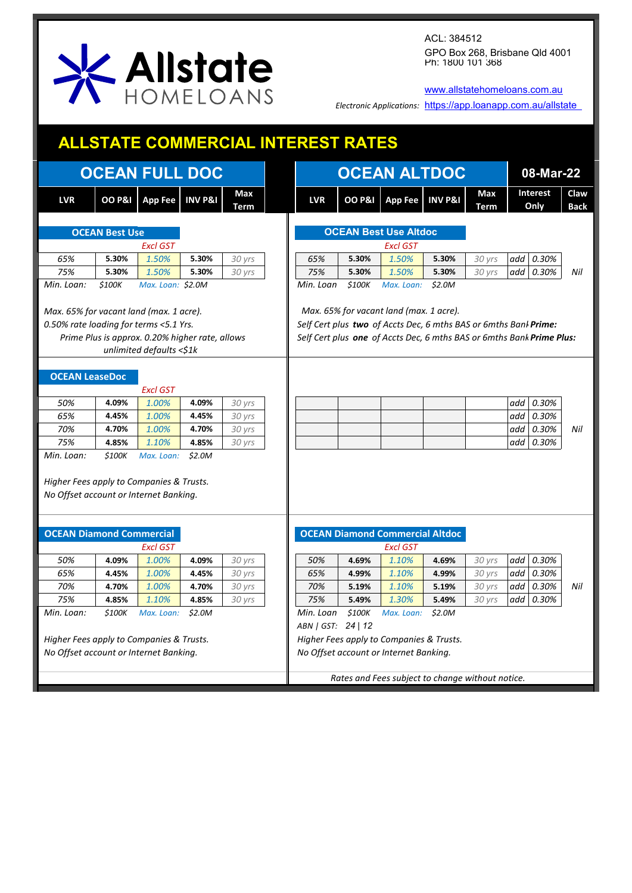Allstate HOMELOANS

ACL: 384512
GPO Box 268, Brisbane Qld 4001
Ph: 1800 101 368

www.allstatehomeloans.com.au

*Electronic Applications:* https://app.loanapp.com.au/allstate

# ALLSTATE COMMERCIAL INTEREST RATES

08-Mar-22

## OCEAN FULL DOC

### OCEAN Best Use

| LVR | OO P&I | App Fee *(Excl GST)* | INV P&I | Max Term |
|---|---|---|---|---|
| *65%* | **5.30%** | *1.50%* | **5.30%** | *30 yrs* |
| *75%* | **5.30%** | *1.50%* | **5.30%** | *30 yrs* |

*Min. Loan:* *$100K* *Max. Loan: $2.0M*

*Max. 65% for vacant land (max. 1 acre).*
*0.50% rate loading for terms <5.1 Yrs.*
*Prime Plus is approx. 0.20% higher rate, allows unlimited defaults <$1k*

### OCEAN LeaseDoc

| LVR | OO P&I | App Fee *(Excl GST)* | INV P&I | Max Term |
|---|---|---|---|---|
| *50%* | **4.09%** | *1.00%* | **4.09%** | *30 yrs* |
| *65%* | **4.45%** | *1.00%* | **4.45%** | *30 yrs* |
| *70%* | **4.70%** | *1.00%* | **4.70%** | *30 yrs* |
| *75%* | **4.85%** | *1.10%* | **4.85%** | *30 yrs* |

*Min. Loan:* *$100K* *Max. Loan:* *$2.0M*

*Higher Fees apply to Companies & Trusts.*
*No Offset account or Internet Banking.*

### OCEAN Diamond Commercial

| LVR | OO P&I | App Fee *(Excl GST)* | INV P&I | Max Term |
|---|---|---|---|---|
| *50%* | **4.09%** | *1.00%* | **4.09%** | *30 yrs* |
| *65%* | **4.45%** | *1.00%* | **4.45%** | *30 yrs* |
| *70%* | **4.70%** | *1.00%* | **4.70%** | *30 yrs* |
| *75%* | **4.85%** | *1.10%* | **4.85%** | *30 yrs* |

*Min. Loan:* *$100K* *Max. Loan:* *$2.0M*

*Higher Fees apply to Companies & Trusts.*
*No Offset account or Internet Banking.*

## OCEAN ALTDOC

### OCEAN Best Use Altdoc

| LVR | OO P&I | App Fee *(Excl GST)* | INV P&I | Max Term | Interest Only | Claw Back |
|---|---|---|---|---|---|---|
| *65%* | **5.30%** | *1.50%* | **5.30%** | *30 yrs* | *add 0.30%* | |
| *75%* | **5.30%** | *1.50%* | **5.30%** | *30 yrs* | *add 0.30%* | *Nil* |

*Min. Loan* *$100K* *Max. Loan:* *$2.0M*

*Max. 65% for vacant land (max. 1 acre).*
*Self Cert plus **two** of Accts Dec, 6 mths BAS or 6mths Bank* ***Prime:***
*Self Cert plus **one** of Accts Dec, 6 mths BAS or 6mths Bank* ***Prime Plus:***

| LVR | OO P&I | App Fee | INV P&I | Max Term | Interest Only | Claw Back |
|---|---|---|---|---|---|---|
| | | | | | *add 0.30%* | |
| | | | | | *add 0.30%* | |
| | | | | | *add 0.30%* | *Nil* |
| | | | | | *add 0.30%* | |

### OCEAN Diamond Commercial Altdoc

| LVR | OO P&I | App Fee *(Excl GST)* | INV P&I | Max Term | Interest Only | Claw Back |
|---|---|---|---|---|---|---|
| *50%* | **4.69%** | *1.10%* | **4.69%** | *30 yrs* | *add 0.30%* | |
| *65%* | **4.99%** | *1.10%* | **4.99%** | *30 yrs* | *add 0.30%* | |
| *70%* | **5.19%** | *1.10%* | **5.19%** | *30 yrs* | *add 0.30%* | *Nil* |
| *75%* | **5.49%** | *1.30%* | **5.49%** | *30 yrs* | *add 0.30%* | |

*Min. Loan* *$100K* *Max. Loan:* *$2.0M*
*ABN | GST:* *24 | 12*

*Higher Fees apply to Companies & Trusts.*
*No Offset account or Internet Banking.*

*Rates and Fees subject to change without notice.*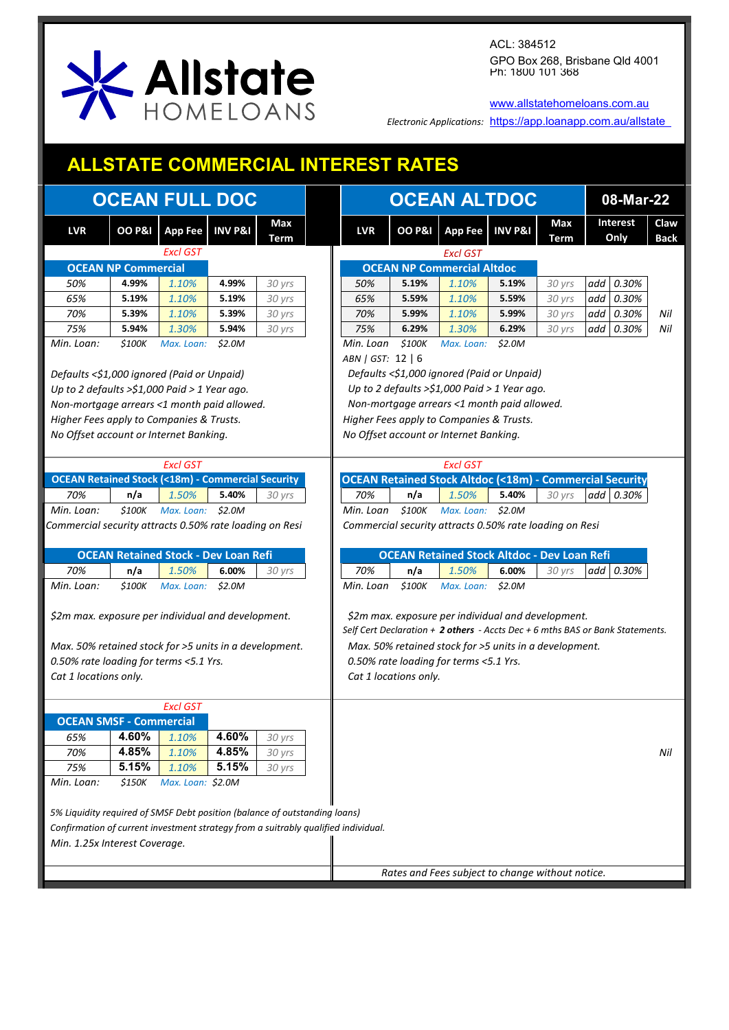Allstate HOMELOANS

ACL: 384512
GPO Box 268, Brisbane Qld 4001
Ph: 1800 101 368

www.allstatehomeloans.com.au
*Electronic Applications:* https://app.loanapp.com.au/allstate

# ALLSTATE COMMERCIAL INTEREST RATES

08-Mar-22

## OCEAN FULL DOC

| LVR | OO P&I | App Fee | INV P&I | Max Term |
|---|---|---|---|---|
| | | *Excl GST* | | |
| **OCEAN NP Commercial** | | | | |
| *50%* | **4.99%** | *1.10%* | **4.99%** | *30 yrs* |
| *65%* | **5.19%** | *1.10%* | **5.19%** | *30 yrs* |
| *70%* | **5.39%** | *1.10%* | **5.39%** | *30 yrs* |
| *75%* | **5.94%** | *1.30%* | **5.94%** | *30 yrs* |
| *Min. Loan:* | *$100K* | *Max. Loan:* | *$2.0M* | |

*Defaults <$1,000 ignored (Paid or Unpaid)*
*Up to 2 defaults >$1,000 Paid > 1 Year ago.*
*Non-mortgage arrears <1 month paid allowed.*
*Higher Fees apply to Companies & Trusts.*
*No Offset account or Internet Banking.*

| LVR | OO P&I | App Fee | INV P&I | Max Term |
|---|---|---|---|---|
| | | *Excl GST* | | |
| **OCEAN Retained Stock (<18m) - Commercial Security** | | | | |
| *70%* | **n/a** | *1.50%* | **5.40%** | *30 yrs* |
| *Min. Loan:* | *$100K* | *Max. Loan:* | *$2.0M* | |

*Commercial security attracts 0.50% rate loading on Resi*

| LVR | OO P&I | App Fee | INV P&I | Max Term |
|---|---|---|---|---|
| **OCEAN Retained Stock - Dev Loan Refi** | | | | |
| *70%* | **n/a** | *1.50%* | **6.00%** | *30 yrs* |
| *Min. Loan:* | *$100K* | *Max. Loan:* | *$2.0M* | |

*$2m max. exposure per individual and development.*

*Max. 50% retained stock for >5 units in a development.*
*0.50% rate loading for terms <5.1 Yrs.*
*Cat 1 locations only.*

| LVR | OO P&I | App Fee | INV P&I | Max Term |
|---|---|---|---|---|
| | | *Excl GST* | | |
| **OCEAN SMSF - Commercial** | | | | |
| *65%* | **4.60%** | *1.10%* | **4.60%** | *30 yrs* |
| *70%* | **4.85%** | *1.10%* | **4.85%** | *30 yrs* |
| *75%* | **5.15%** | *1.10%* | **5.15%** | *30 yrs* |
| *Min. Loan:* | *$150K* | *Max. Loan:* | *$2.0M* | |

*5% Liquidity required of SMSF Debt position (balance of outstanding loans)*
*Confirmation of current investment strategy from a suitably qualified individual.*
*Min. 1.25x Interest Coverage.*

## OCEAN ALTDOC

| LVR | OO P&I | App Fee | INV P&I | Max Term | Interest Only | | Claw Back |
|---|---|---|---|---|---|---|---|
| | | *Excl GST* | | | | | |
| **OCEAN NP Commercial Altdoc** | | | | | | | |
| *50%* | **5.19%** | *1.10%* | **5.19%** | *30 yrs* | *add* | *0.30%* | |
| *65%* | **5.59%** | *1.10%* | **5.59%** | *30 yrs* | *add* | *0.30%* | |
| *70%* | **5.99%** | *1.10%* | **5.99%** | *30 yrs* | *add* | *0.30%* | *Nil* |
| *75%* | **6.29%** | *1.30%* | **6.29%** | *30 yrs* | *add* | *0.30%* | *Nil* |
| *Min. Loan* | *$100K* | *Max. Loan:* | *$2.0M* | | | | |

*ABN | GST:* 12 | 6

*Defaults <$1,000 ignored (Paid or Unpaid)*
*Up to 2 defaults >$1,000 Paid > 1 Year ago.*
*Non-mortgage arrears <1 month paid allowed.*
*Higher Fees apply to Companies & Trusts.*
*No Offset account or Internet Banking.*

| LVR | OO P&I | App Fee | INV P&I | Max Term | Interest Only | |
|---|---|---|---|---|---|---|
| | | *Excl GST* | | | | |
| **OCEAN Retained Stock Altdoc (<18m) - Commercial Security** | | | | | | |
| *70%* | **n/a** | *1.50%* | **5.40%** | *30 yrs* | *add* | *0.30%* |
| *Min. Loan* | *$100K* | *Max. Loan:* | *$2.0M* | | | |

*Commercial security attracts 0.50% rate loading on Resi*

| LVR | OO P&I | App Fee | INV P&I | Max Term | Interest Only | |
|---|---|---|---|---|---|---|
| **OCEAN Retained Stock Altdoc - Dev Loan Refi** | | | | | | |
| *70%* | **n/a** | *1.50%* | **6.00%** | *30 yrs* | *add* | *0.30%* |
| *Min. Loan* | *$100K* | *Max. Loan:* | *$2.0M* | | | |

*$2m max. exposure per individual and development.*
*Self Cert Declaration +* ***2 others*** *- Accts Dec + 6 mths BAS or Bank Statements.*
*Max. 50% retained stock for >5 units in a development.*
*0.50% rate loading for terms <5.1 Yrs.*
*Cat 1 locations only.*

*Nil*

*Rates and Fees subject to change without notice.*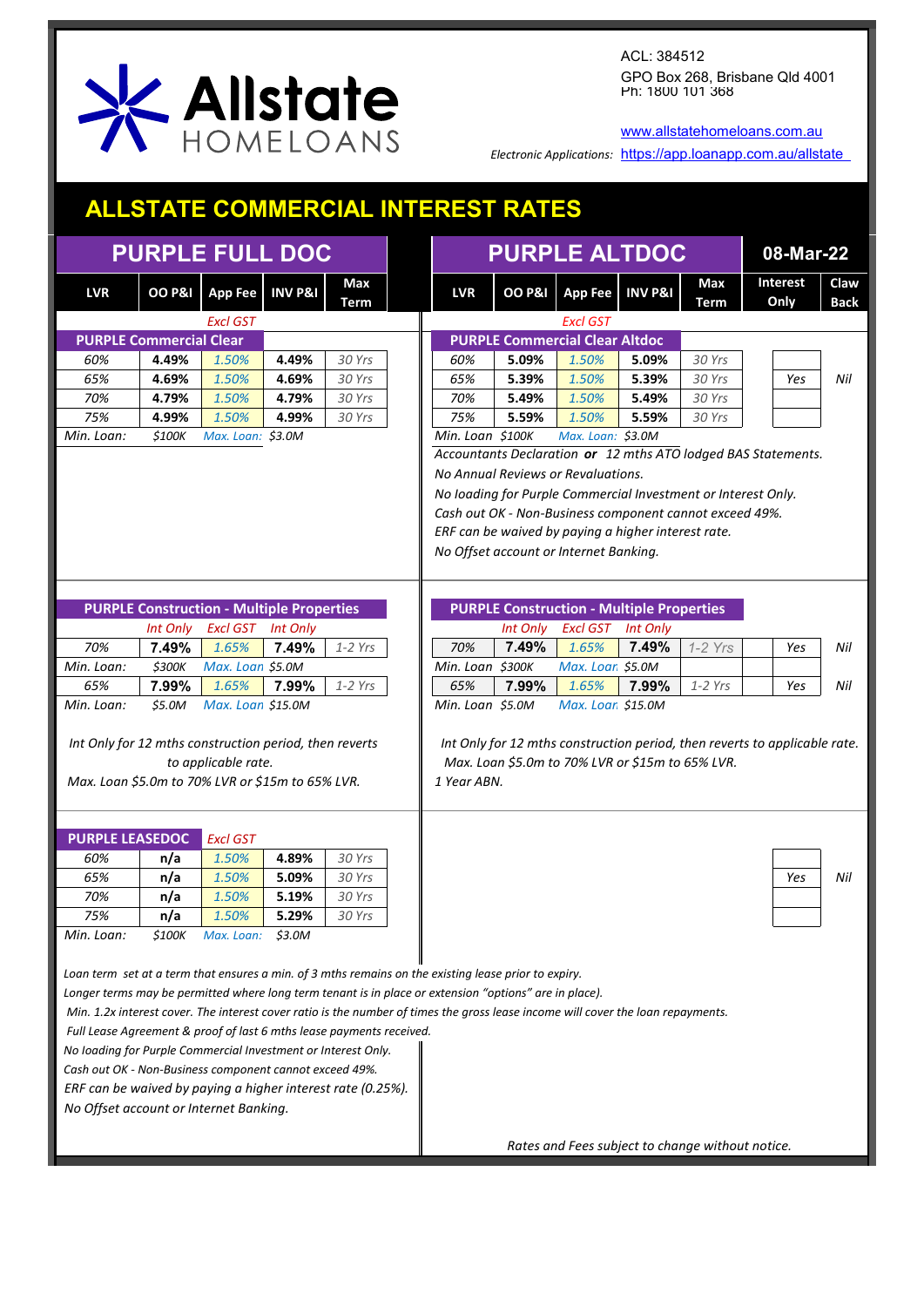Allstate HOMELOANS

ACL: 384512
GPO Box 268, Brisbane Qld 4001
Ph: 1800 101 368

www.allstatehomeloans.com.au

*Electronic Applications:* https://app.loanapp.com.au/allstate

# ALLSTATE COMMERCIAL INTEREST RATES

**08-Mar-22**

## PURPLE FULL DOC

| LVR | OO P&I | App Fee | INV P&I | Max Term |
|---|---|---|---|---|
| | | *Excl GST* | | |
| **PURPLE Commercial Clear** | | | | |
| *60%* | **4.49%** | *1.50%* | **4.49%** | *30 Yrs* |
| *65%* | **4.69%** | *1.50%* | **4.69%** | *30 Yrs* |
| *70%* | **4.79%** | *1.50%* | **4.79%** | *30 Yrs* |
| *75%* | **4.99%** | *1.50%* | **4.99%** | *30 Yrs* |
| *Min. Loan:* | *$100K* | *Max. Loan:* | *$3.0M* | |

## PURPLE ALTDOC

| LVR | OO P&I | App Fee | INV P&I | Max Term | Interest Only | Claw Back |
|---|---|---|---|---|---|---|
| | | *Excl GST* | | | | |
| **PURPLE Commercial Clear Altdoc** | | | | | | |
| *60%* | **5.09%** | *1.50%* | **5.09%** | *30 Yrs* | | |
| *65%* | **5.39%** | *1.50%* | **5.39%** | *30 Yrs* | *Yes* | *Nil* |
| *70%* | **5.49%** | *1.50%* | **5.49%** | *30 Yrs* | | |
| *75%* | **5.59%** | *1.50%* | **5.59%** | *30 Yrs* | | |
| *Min. Loan* | *$100K* | *Max. Loan:* | *$3.0M* | | | |

*Accountants Declaration **or** 12 mths ATO lodged BAS Statements.*
*No Annual Reviews or Revaluations.*
*No loading for Purple Commercial Investment or Interest Only.*
*Cash out OK - Non-Business component cannot exceed 49%.*
*ERF can be waived by paying a higher interest rate.*
*No Offset account or Internet Banking.*

### PURPLE Construction - Multiple Properties (Full Doc)

| | *Int Only* | *Excl GST* | *Int Only* | |
|---|---|---|---|---|
| *70%* | **7.49%** | *1.65%* | **7.49%** | *1-2 Yrs* |
| *Min. Loan:* | *$300K* | *Max. Loan* | *$5.0M* | |
| *65%* | **7.99%** | *1.65%* | **7.99%** | *1-2 Yrs* |
| *Min. Loan:* | *$5.0M* | *Max. Loan* | *$15.0M* | |

*Int Only for 12 mths construction period, then reverts to applicable rate.*
*Max. Loan $5.0m to 70% LVR or $15m to 65% LVR.*

### PURPLE Construction - Multiple Properties (Altdoc)

| | *Int Only* | *Excl GST* | *Int Only* | | | |
|---|---|---|---|---|---|---|
| *70%* | **7.49%** | *1.65%* | **7.49%** | *1-2 Yrs* | *Yes* | *Nil* |
| *Min. Loan* | *$300K* | *Max. Loan* | *$5.0M* | | | |
| *65%* | **7.99%** | *1.65%* | **7.99%** | *1-2 Yrs* | *Yes* | *Nil* |
| *Min. Loan* | *$5.0M* | *Max. Loan* | *$15.0M* | | | |

*Int Only for 12 mths construction period, then reverts to applicable rate.*
*Max. Loan $5.0m to 70% LVR or $15m to 65% LVR.*
*1 Year ABN.*

### PURPLE LEASEDOC

| | | *Excl GST* | | | Interest Only | Claw Back |
|---|---|---|---|---|---|---|
| *60%* | **n/a** | *1.50%* | **4.89%** | *30 Yrs* | | |
| *65%* | **n/a** | *1.50%* | **5.09%** | *30 Yrs* | *Yes* | *Nil* |
| *70%* | **n/a** | *1.50%* | **5.19%** | *30 Yrs* | | |
| *75%* | **n/a** | *1.50%* | **5.29%** | *30 Yrs* | | |
| *Min. Loan:* | *$100K* | *Max. Loan:* | *$3.0M* | | | |

*Loan term set at a term that ensures a min. of 3 mths remains on the existing lease prior to expiry.*
*Longer terms may be permitted where long term tenant is in place or extension "options" are in place).*
*Min. 1.2x interest cover. The interest cover ratio is the number of times the gross lease income will cover the loan repayments.*
*Full Lease Agreement & proof of last 6 mths lease payments received.*
*No loading for Purple Commercial Investment or Interest Only.*
*Cash out OK - Non-Business component cannot exceed 49%.*
*ERF can be waived by paying a higher interest rate (0.25%).*
*No Offset account or Internet Banking.*

*Rates and Fees subject to change without notice.*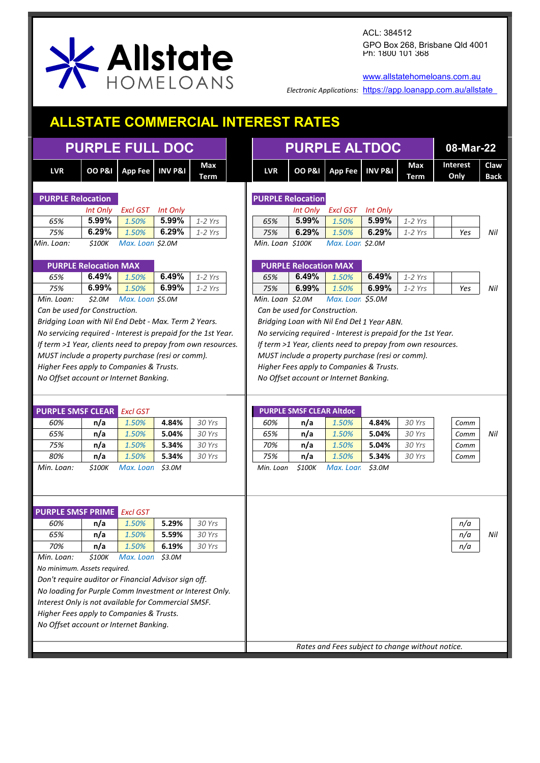Allstate HOMELOANS

ACL: 384512
GPO Box 268, Brisbane Qld 4001
Ph: 1800 101 368

www.allstatehomeloans.com.au

*Electronic Applications:* https://app.loanapp.com.au/allstate

# ALLSTATE COMMERCIAL INTEREST RATES

08-Mar-22

## PURPLE FULL DOC

| LVR | OO P&I | App Fee | INV P&I | Max Term |
|---|---|---|---|---|

### PURPLE Relocation

| | *Int Only* | *Excl GST* | *Int Only* | |
|---|---|---|---|---|
| 65% | **5.99%** | 1.50% | **5.99%** | 1-2 Yrs |
| 75% | **6.29%** | 1.50% | **6.29%** | 1-2 Yrs |
| Min. Loan: | $100K | Max. Loan | $2.0M | |

### PURPLE Relocation MAX

| | | | | |
|---|---|---|---|---|
| 65% | **6.49%** | 1.50% | **6.49%** | 1-2 Yrs |
| 75% | **6.99%** | 1.50% | **6.99%** | 1-2 Yrs |
| Min. Loan: | $2.0M | Max. Loan | $5.0M | |

*Can be used for Construction.*
*Bridging Loan with Nil End Debt - Max. Term 2 Years.*
*No servicing required - Interest is prepaid for the 1st Year.*
*If term >1 Year, clients need to prepay from own resources.*
*MUST include a property purchase (resi or comm).*
*Higher Fees apply to Companies & Trusts.*
*No Offset account or Internet Banking.*

### PURPLE SMSF CLEAR *Excl GST*

| | | | | |
|---|---|---|---|---|
| 60% | n/a | 1.50% | **4.84%** | 30 Yrs |
| 65% | n/a | 1.50% | **5.04%** | 30 Yrs |
| 75% | n/a | 1.50% | **5.34%** | 30 Yrs |
| 80% | n/a | 1.50% | **5.34%** | 30 Yrs |
| Min. Loan: | $100K | Max. Loan | $3.0M | |

### PURPLE SMSF PRIME *Excl GST*

| | | | | |
|---|---|---|---|---|
| 60% | n/a | 1.50% | **5.29%** | 30 Yrs |
| 65% | n/a | 1.50% | **5.59%** | 30 Yrs |
| 70% | n/a | 1.50% | **6.19%** | 30 Yrs |
| Min. Loan: | $100K | Max. Loan | $3.0M | |

*No minimum. Assets required.*
*Don't require auditor or Financial Advisor sign off.*
*No loading for Purple Comm Investment or Interest Only.*
*Interest Only is not available for Commercial SMSF.*
*Higher Fees apply to Companies & Trusts.*
*No Offset account or Internet Banking.*

## PURPLE ALTDOC

| LVR | OO P&I | App Fee | INV P&I | Max Term | Interest Only | Claw Back |
|---|---|---|---|---|---|---|

### PURPLE Relocation

| | *Int Only* | *Excl GST* | *Int Only* | | | |
|---|---|---|---|---|---|---|
| 65% | **5.99%** | 1.50% | **5.99%** | 1-2 Yrs | | |
| 75% | **6.29%** | 1.50% | **6.29%** | 1-2 Yrs | Yes | Nil |
| Min. Loan | $100K | Max. Loan | $2.0M | | | |

### PURPLE Relocation MAX

| | | | | | | |
|---|---|---|---|---|---|---|
| 65% | **6.49%** | 1.50% | **6.49%** | 1-2 Yrs | | |
| 75% | **6.99%** | 1.50% | **6.99%** | 1-2 Yrs | Yes | Nil |
| Min. Loan | $2.0M | Max. Loan | $5.0M | | | |

*Can be used for Construction.*
*Bridging Loan with Nil End Debt 1 Year ABN.*
*No servicing required - Interest is prepaid for the 1st Year.*
*If term >1 Year, clients need to prepay from own resources.*
*MUST include a property purchase (resi or comm).*
*Higher Fees apply to Companies & Trusts.*
*No Offset account or Internet Banking.*

### PURPLE SMSF CLEAR Altdoc

| | | | | | | |
|---|---|---|---|---|---|---|
| 60% | n/a | 1.50% | **4.84%** | 30 Yrs | Comm | |
| 65% | n/a | 1.50% | **5.04%** | 30 Yrs | Comm | Nil |
| 70% | n/a | 1.50% | **5.04%** | 30 Yrs | Comm | |
| 75% | n/a | 1.50% | **5.34%** | 30 Yrs | Comm | |
| Min. Loan | $100K | Max. Loan | $3.0M | | | |

| Interest Only | Claw Back |
|---|---|
| n/a | |
| n/a | Nil |
| n/a | |

*Rates and Fees subject to change without notice.*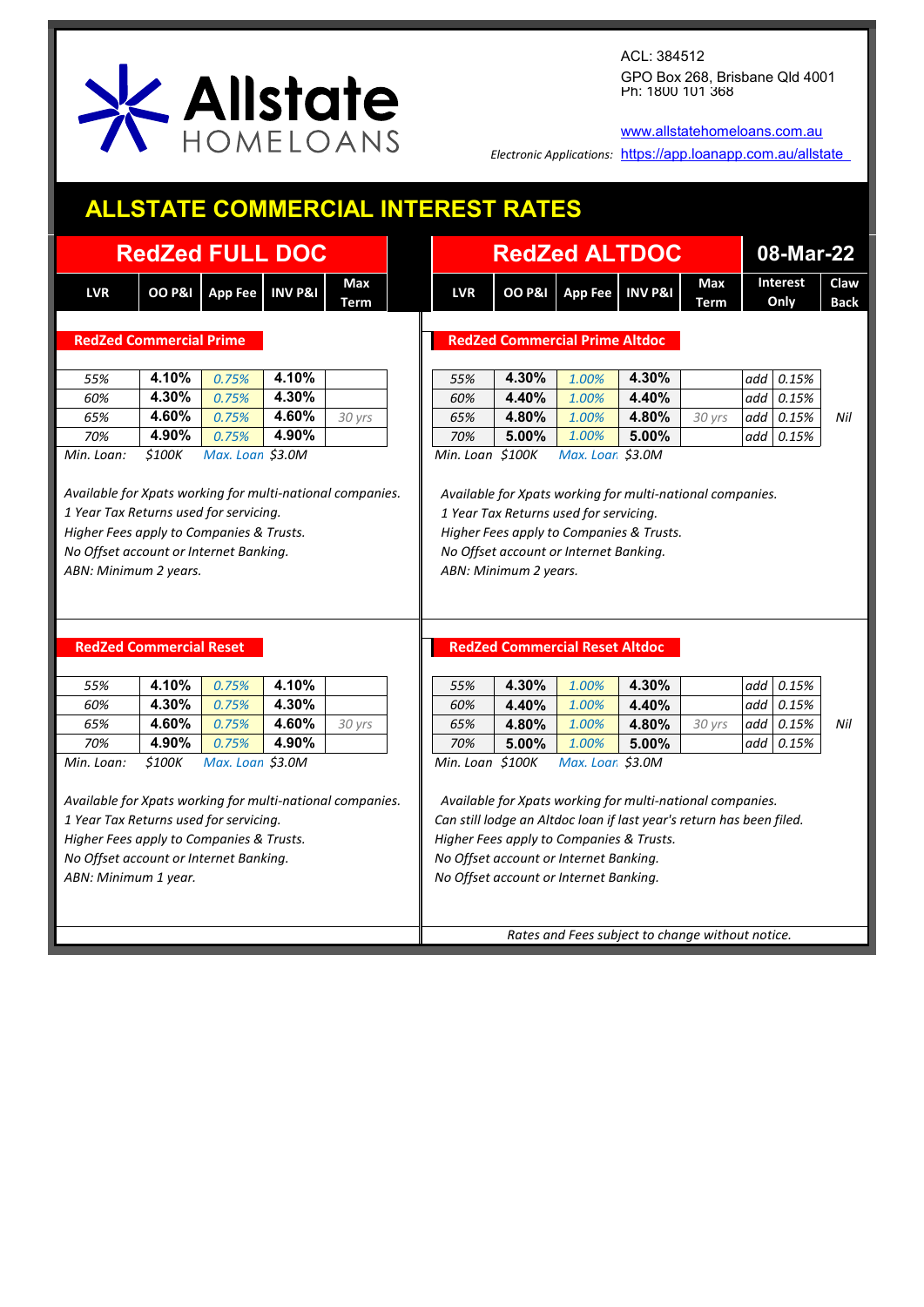Allstate HOMELOANS

ACL: 384512
GPO Box 268, Brisbane Qld 4001
Ph: 1800 101 368

www.allstatehomeloans.com.au
*Electronic Applications:* https://app.loanapp.com.au/allstate

# ALLSTATE COMMERCIAL INTEREST RATES

## RedZed FULL DOC

| LVR | OO P&I | App Fee | INV P&I | Max Term |
|---|---|---|---|---|
| **RedZed Commercial Prime** | | | | |
| *55%* | **4.10%** | *0.75%* | **4.10%** | |
| *60%* | **4.30%** | *0.75%* | **4.30%** | |
| *65%* | **4.60%** | *0.75%* | **4.60%** | *30 yrs* |
| *70%* | **4.90%** | *0.75%* | **4.90%** | |

*Min. Loan:* *$100K* *Max. Loan* *$3.0M*

*Available for Xpats working for multi-national companies.*
*1 Year Tax Returns used for servicing.*
*Higher Fees apply to Companies & Trusts.*
*No Offset account or Internet Banking.*
*ABN: Minimum 2 years.*

| LVR | OO P&I | App Fee | INV P&I | Max Term |
|---|---|---|---|---|
| **RedZed Commercial Reset** | | | | |
| *55%* | **4.10%** | *0.75%* | **4.10%** | |
| *60%* | **4.30%** | *0.75%* | **4.30%** | |
| *65%* | **4.60%** | *0.75%* | **4.60%** | *30 yrs* |
| *70%* | **4.90%** | *0.75%* | **4.90%** | |

*Min. Loan:* *$100K* *Max. Loan* *$3.0M*

*Available for Xpats working for multi-national companies.*
*1 Year Tax Returns used for servicing.*
*Higher Fees apply to Companies & Trusts.*
*No Offset account or Internet Banking.*
*ABN: Minimum 1 year.*

## RedZed ALTDOC

**08-Mar-22**

| LVR | OO P&I | App Fee | INV P&I | Max Term | Interest Only | | Claw Back |
|---|---|---|---|---|---|---|---|
| **RedZed Commercial Prime Altdoc** | | | | | | | |
| *55%* | **4.30%** | *1.00%* | **4.30%** | | *add* | *0.15%* | |
| *60%* | **4.40%** | *1.00%* | **4.40%** | | *add* | *0.15%* | |
| *65%* | **4.80%** | *1.00%* | **4.80%** | *30 yrs* | *add* | *0.15%* | *Nil* |
| *70%* | **5.00%** | *1.00%* | **5.00%** | | *add* | *0.15%* | |

*Min. Loan* *$100K* *Max. Loan* *$3.0M*

*Available for Xpats working for multi-national companies.*
*1 Year Tax Returns used for servicing.*
*Higher Fees apply to Companies & Trusts.*
*No Offset account or Internet Banking.*
*ABN: Minimum 2 years.*

| LVR | OO P&I | App Fee | INV P&I | Max Term | Interest Only | | Claw Back |
|---|---|---|---|---|---|---|---|
| **RedZed Commercial Reset Altdoc** | | | | | | | |
| *55%* | **4.30%** | *1.00%* | **4.30%** | | *add* | *0.15%* | |
| *60%* | **4.40%** | *1.00%* | **4.40%** | | *add* | *0.15%* | |
| *65%* | **4.80%** | *1.00%* | **4.80%** | *30 yrs* | *add* | *0.15%* | *Nil* |
| *70%* | **5.00%** | *1.00%* | **5.00%** | | *add* | *0.15%* | |

*Min. Loan* *$100K* *Max. Loan* *$3.0M*

*Available for Xpats working for multi-national companies.*
*Can still lodge an Altdoc loan if last year's return has been filed.*
*Higher Fees apply to Companies & Trusts.*
*No Offset account or Internet Banking.*
*No Offset account or Internet Banking.*

*Rates and Fees subject to change without notice.*